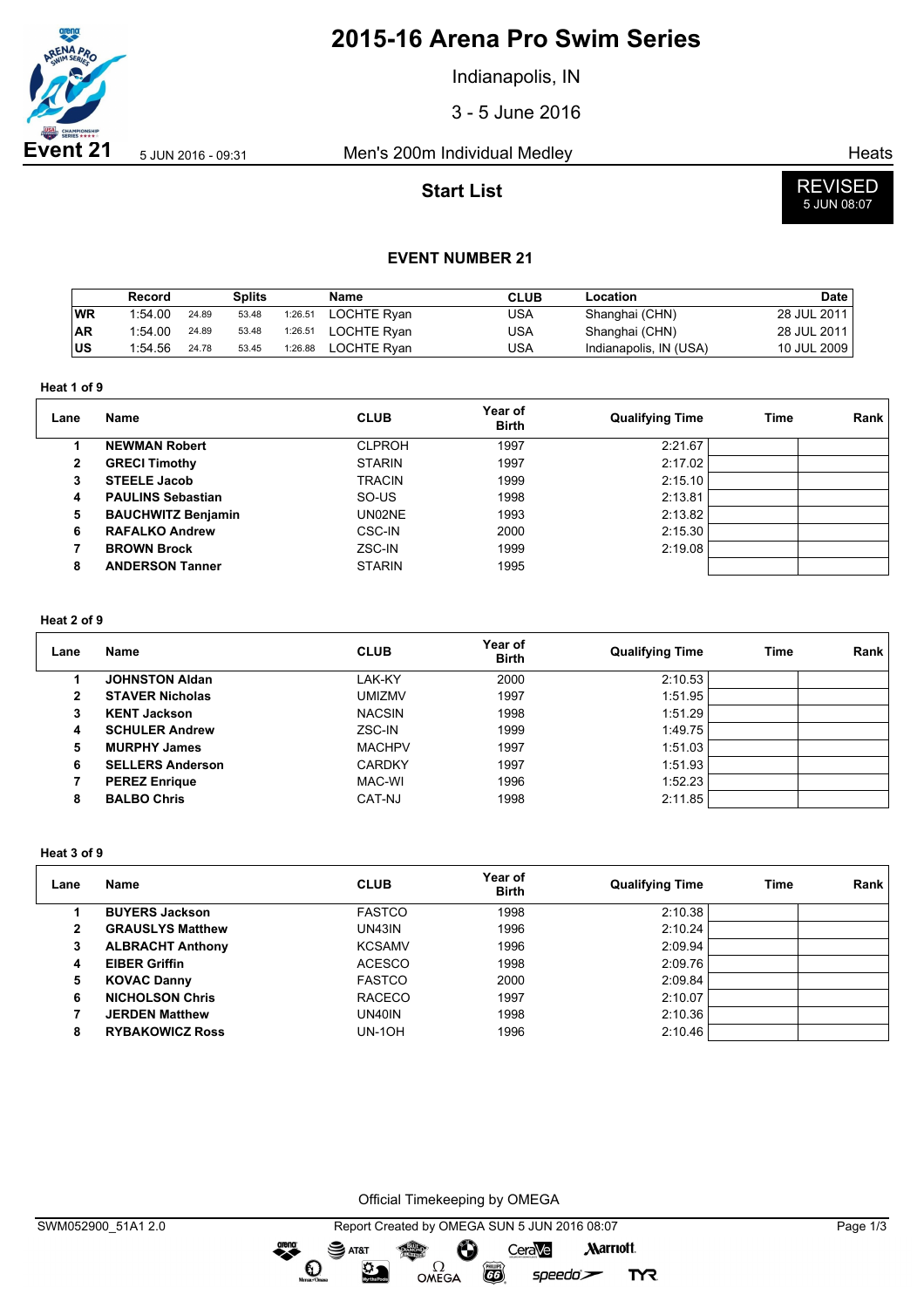# 2015-16 Arena Pro Swim Series

Indianapolis, IN

3 - 5 June 2016

**Event 21** 5 JUN 2016 - 09:31 Men's 200m Individual Medley Heats

## Start List

REVISED 5 JUN 08:07

### EVENT NUMBER 21

| | Record | Splits | | | Name | CLUB | Location | Date |
|---|---|---|---|---|---|---|---|---|
| WR | 1:54.00 | 24.89 | 53.48 | 1:26.51 | LOCHTE Ryan | USA | Shanghai (CHN) | 28 JUL 2011 |
| AR | 1:54.00 | 24.89 | 53.48 | 1:26.51 | LOCHTE Ryan | USA | Shanghai (CHN) | 28 JUL 2011 |
| US | 1:54.56 | 24.78 | 53.45 | 1:26.88 | LOCHTE Ryan | USA | Indianapolis, IN (USA) | 10 JUL 2009 |

**Heat 1 of 9**

| Lane | Name | CLUB | Year of Birth | Qualifying Time | Time | Rank |
|---|---|---|---|---|---|---|
| 1 | **NEWMAN Robert** | CLPROH | 1997 | 2:21.67 | | |
| 2 | **GRECI Timothy** | STARIN | 1997 | 2:17.02 | | |
| 3 | **STEELE Jacob** | TRACIN | 1999 | 2:15.10 | | |
| 4 | **PAULINS Sebastian** | SO-US | 1998 | 2:13.81 | | |
| 5 | **BAUCHWITZ Benjamin** | UN02NE | 1993 | 2:13.82 | | |
| 6 | **RAFALKO Andrew** | CSC-IN | 2000 | 2:15.30 | | |
| 7 | **BROWN Brock** | ZSC-IN | 1999 | 2:19.08 | | |
| 8 | **ANDERSON Tanner** | STARIN | 1995 | | | |

**Heat 2 of 9**

| Lane | Name | CLUB | Year of Birth | Qualifying Time | Time | Rank |
|---|---|---|---|---|---|---|
| 1 | **JOHNSTON Aldan** | LAK-KY | 2000 | 2:10.53 | | |
| 2 | **STAVER Nicholas** | UMIZMV | 1997 | 1:51.95 | | |
| 3 | **KENT Jackson** | NACSIN | 1998 | 1:51.29 | | |
| 4 | **SCHULER Andrew** | ZSC-IN | 1999 | 1:49.75 | | |
| 5 | **MURPHY James** | MACHPV | 1997 | 1:51.03 | | |
| 6 | **SELLERS Anderson** | CARDKY | 1997 | 1:51.93 | | |
| 7 | **PEREZ Enrique** | MAC-WI | 1996 | 1:52.23 | | |
| 8 | **BALBO Chris** | CAT-NJ | 1998 | 2:11.85 | | |

**Heat 3 of 9**

| Lane | Name | CLUB | Year of Birth | Qualifying Time | Time | Rank |
|---|---|---|---|---|---|---|
| 1 | **BUYERS Jackson** | FASTCO | 1998 | 2:10.38 | | |
| 2 | **GRAUSLYS Matthew** | UN43IN | 1996 | 2:10.24 | | |
| 3 | **ALBRACHT Anthony** | KCSAMV | 1996 | 2:09.94 | | |
| 4 | **EIBER Griffin** | ACESCO | 1998 | 2:09.76 | | |
| 5 | **KOVAC Danny** | FASTCO | 2000 | 2:09.84 | | |
| 6 | **NICHOLSON Chris** | RACECO | 1997 | 2:10.07 | | |
| 7 | **JERDEN Matthew** | UN40IN | 1998 | 2:10.36 | | |
| 8 | **RYBAKOWICZ Ross** | UN-1OH | 1996 | 2:10.46 | | |

Official Timekeeping by OMEGA

SWM052900_51A1 2.0 Report Created by OMEGA SUN 5 JUN 2016 08:07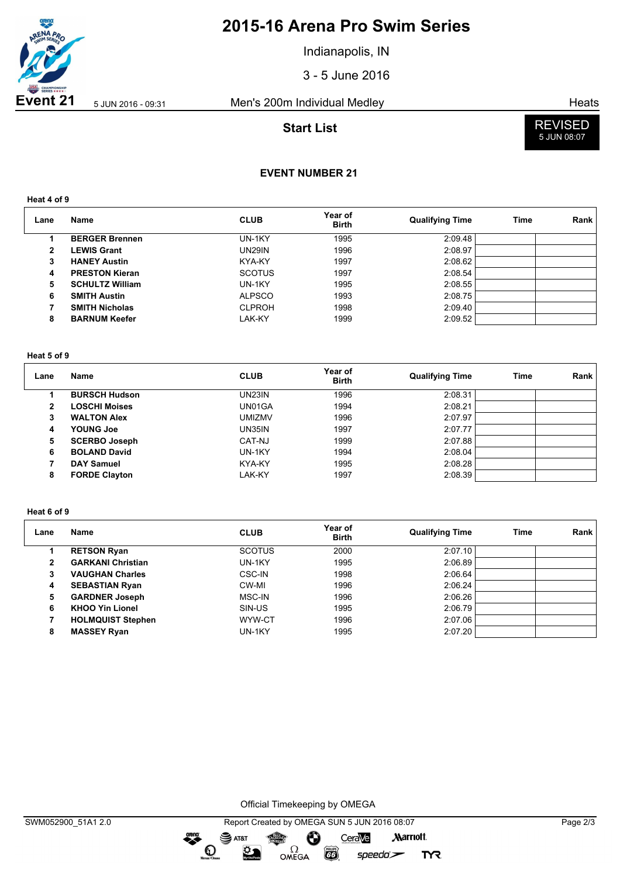# 2015-16 Arena Pro Swim Series

Indianapolis, IN

3 - 5 June 2016

**Event 21** 5 JUN 2016 - 09:31 Men's 200m Individual Medley Heats

## Start List

REVISED 5 JUN 08:07

### EVENT NUMBER 21

**Heat 4 of 9**

| Lane | Name | CLUB | Year of Birth | Qualifying Time | Time | Rank |
|---|---|---|---|---|---|---|
| 1 | **BERGER Brennen** | UN-1KY | 1995 | 2:09.48 | | |
| 2 | **LEWIS Grant** | UN29IN | 1996 | 2:08.97 | | |
| 3 | **HANEY Austin** | KYA-KY | 1997 | 2:08.62 | | |
| 4 | **PRESTON Kieran** | SCOTUS | 1997 | 2:08.54 | | |
| 5 | **SCHULTZ William** | UN-1KY | 1995 | 2:08.55 | | |
| 6 | **SMITH Austin** | ALPSCO | 1993 | 2:08.75 | | |
| 7 | **SMITH Nicholas** | CLPROH | 1998 | 2:09.40 | | |
| 8 | **BARNUM Keefer** | LAK-KY | 1999 | 2:09.52 | | |

**Heat 5 of 9**

| Lane | Name | CLUB | Year of Birth | Qualifying Time | Time | Rank |
|---|---|---|---|---|---|---|
| 1 | **BURSCH Hudson** | UN23IN | 1996 | 2:08.31 | | |
| 2 | **LOSCHI Moises** | UN01GA | 1994 | 2:08.21 | | |
| 3 | **WALTON Alex** | UMIZMV | 1996 | 2:07.97 | | |
| 4 | **YOUNG Joe** | UN35IN | 1997 | 2:07.77 | | |
| 5 | **SCERBO Joseph** | CAT-NJ | 1999 | 2:07.88 | | |
| 6 | **BOLAND David** | UN-1KY | 1994 | 2:08.04 | | |
| 7 | **DAY Samuel** | KYA-KY | 1995 | 2:08.28 | | |
| 8 | **FORDE Clayton** | LAK-KY | 1997 | 2:08.39 | | |

**Heat 6 of 9**

| Lane | Name | CLUB | Year of Birth | Qualifying Time | Time | Rank |
|---|---|---|---|---|---|---|
| 1 | **RETSON Ryan** | SCOTUS | 2000 | 2:07.10 | | |
| 2 | **GARKANI Christian** | UN-1KY | 1995 | 2:06.89 | | |
| 3 | **VAUGHAN Charles** | CSC-IN | 1998 | 2:06.64 | | |
| 4 | **SEBASTIAN Ryan** | CW-MI | 1996 | 2:06.24 | | |
| 5 | **GARDNER Joseph** | MSC-IN | 1996 | 2:06.26 | | |
| 6 | **KHOO Yin Lionel** | SIN-US | 1995 | 2:06.79 | | |
| 7 | **HOLMQUIST Stephen** | WYW-CT | 1996 | 2:07.06 | | |
| 8 | **MASSEY Ryan** | UN-1KY | 1995 | 2:07.20 | | |

Official Timekeeping by OMEGA

SWM052900_51A1 2.0 Report Created by OMEGA SUN 5 JUN 2016 08:07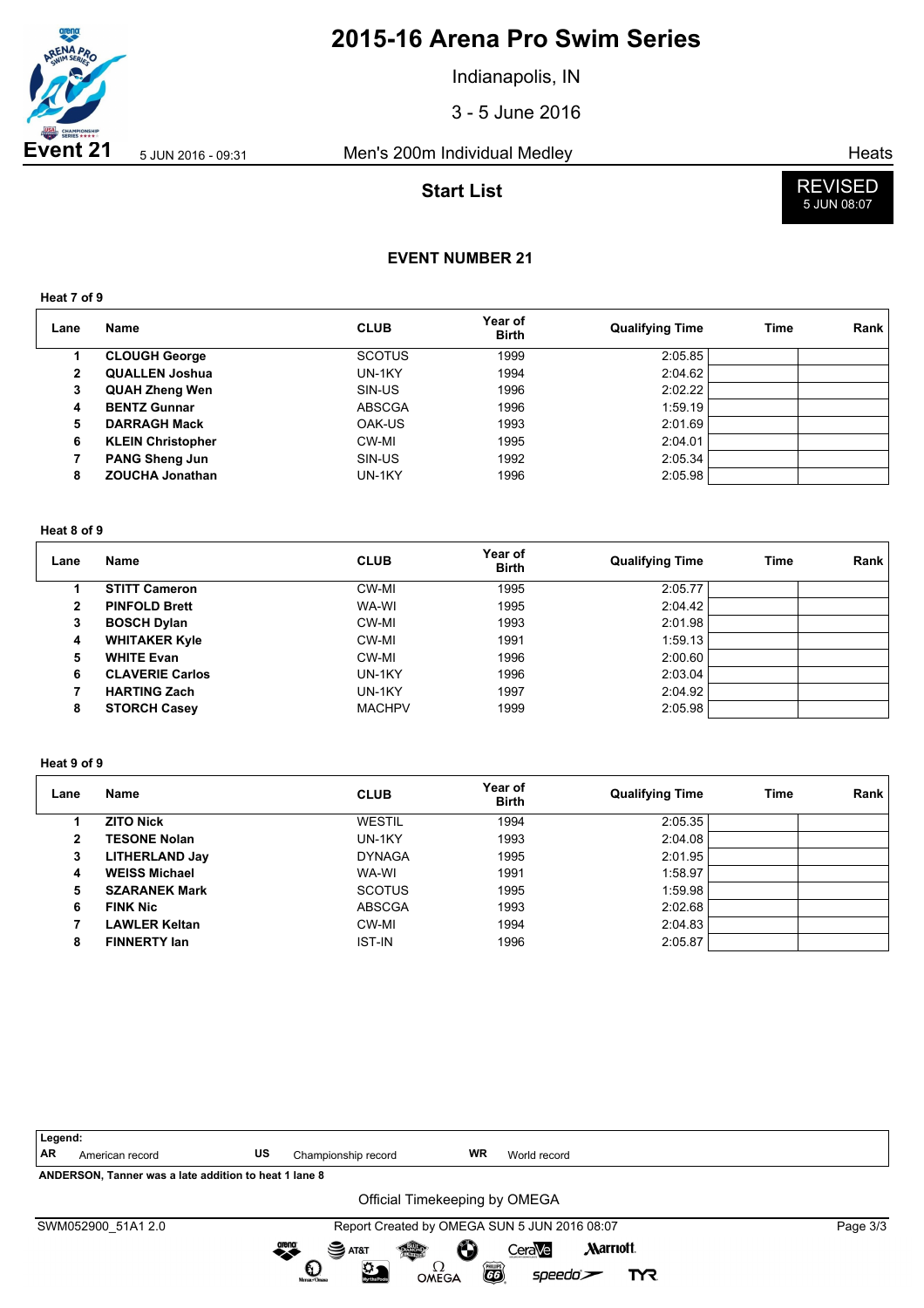# 2015-16 Arena Pro Swim Series

Indianapolis, IN

3 - 5 June 2016

**Event 21** 5 JUN 2016 - 09:31 Men's 200m Individual Medley Heats

## Start List

REVISED
5 JUN 08:07

### EVENT NUMBER 21

**Heat 7 of 9**

| Lane | Name | CLUB | Year of Birth | Qualifying Time | Time | Rank |
|---|---|---|---|---|---|---|
| 1 | **CLOUGH George** | SCOTUS | 1999 | 2:05.85 | | |
| 2 | **QUALLEN Joshua** | UN-1KY | 1994 | 2:04.62 | | |
| 3 | **QUAH Zheng Wen** | SIN-US | 1996 | 2:02.22 | | |
| 4 | **BENTZ Gunnar** | ABSCGA | 1996 | 1:59.19 | | |
| 5 | **DARRAGH Mack** | OAK-US | 1993 | 2:01.69 | | |
| 6 | **KLEIN Christopher** | CW-MI | 1995 | 2:04.01 | | |
| 7 | **PANG Sheng Jun** | SIN-US | 1992 | 2:05.34 | | |
| 8 | **ZOUCHA Jonathan** | UN-1KY | 1996 | 2:05.98 | | |

**Heat 8 of 9**

| Lane | Name | CLUB | Year of Birth | Qualifying Time | Time | Rank |
|---|---|---|---|---|---|---|
| 1 | **STITT Cameron** | CW-MI | 1995 | 2:05.77 | | |
| 2 | **PINFOLD Brett** | WA-WI | 1995 | 2:04.42 | | |
| 3 | **BOSCH Dylan** | CW-MI | 1993 | 2:01.98 | | |
| 4 | **WHITAKER Kyle** | CW-MI | 1991 | 1:59.13 | | |
| 5 | **WHITE Evan** | CW-MI | 1996 | 2:00.60 | | |
| 6 | **CLAVERIE Carlos** | UN-1KY | 1996 | 2:03.04 | | |
| 7 | **HARTING Zach** | UN-1KY | 1997 | 2:04.92 | | |
| 8 | **STORCH Casey** | MACHPV | 1999 | 2:05.98 | | |

**Heat 9 of 9**

| Lane | Name | CLUB | Year of Birth | Qualifying Time | Time | Rank |
|---|---|---|---|---|---|---|
| 1 | **ZITO Nick** | WESTIL | 1994 | 2:05.35 | | |
| 2 | **TESONE Nolan** | UN-1KY | 1993 | 2:04.08 | | |
| 3 | **LITHERLAND Jay** | DYNAGA | 1995 | 2:01.95 | | |
| 4 | **WEISS Michael** | WA-WI | 1991 | 1:58.97 | | |
| 5 | **SZARANEK Mark** | SCOTUS | 1995 | 1:59.98 | | |
| 6 | **FINK Nic** | ABSCGA | 1993 | 2:02.68 | | |
| 7 | **LAWLER Keltan** | CW-MI | 1994 | 2:04.83 | | |
| 8 | **FINNERTY Ian** | IST-IN | 1996 | 2:05.87 | | |

**Legend:**

| | | | | | |
|---|---|---|---|---|---|
| **AR** | American record | **US** | Championship record | **WR** | World record |

**ANDERSON, Tanner was a late addition to heat 1 lane 8**

Official Timekeeping by OMEGA

SWM052900_51A1 2.0 Report Created by OMEGA SUN 5 JUN 2016 08:07